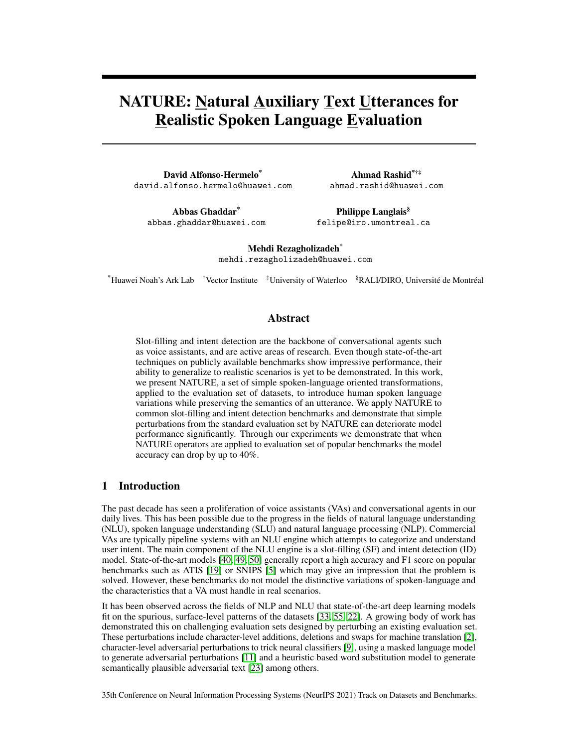# NATURE: Natural Auxiliary Text Utterances for Realistic Spoken Language Evaluation

**David Alfonso-Hermelo**[*]
david.alfonso.hermelo@huawei.com

**Ahmad Rashid**[*†‡]
ahmad.rashid@huawei.com

**Abbas Ghaddar**[*]
abbas.ghaddar@huawei.com

**Philippe Langlais**[§]
felipe@iro.umontreal.ca

**Mehdi Rezagholizadeh**[*]
mehdi.rezagholizadeh@huawei.com

[*]Huawei Noah's Ark Lab [†]Vector Institute [‡]University of Waterloo [§]RALI/DIRO, Université de Montréal

## Abstract

Slot-filling and intent detection are the backbone of conversational agents such as voice assistants, and are active areas of research. Even though state-of-the-art techniques on publicly available benchmarks show impressive performance, their ability to generalize to realistic scenarios is yet to be demonstrated. In this work, we present NATURE, a set of simple spoken-language oriented transformations, applied to the evaluation set of datasets, to introduce human spoken language variations while preserving the semantics of an utterance. We apply NATURE to common slot-filling and intent detection benchmarks and demonstrate that simple perturbations from the standard evaluation set by NATURE can deteriorate model performance significantly. Through our experiments we demonstrate that when NATURE operators are applied to evaluation set of popular benchmarks the model accuracy can drop by up to 40%.

## 1 Introduction

The past decade has seen a proliferation of voice assistants (VAs) and conversational agents in our daily lives. This has been possible due to the progress in the fields of natural language understanding (NLU), spoken language understanding (SLU) and natural language processing (NLP). Commercial VAs are typically pipeline systems with an NLU engine which attempts to categorize and understand user intent. The main component of the NLU engine is a slot-filling (SF) and intent detection (ID) model. State-of-the-art models [40, 49, 50] generally report a high accuracy and F1 score on popular benchmarks such as ATIS [19] or SNIPS [5] which may give an impression that the problem is solved. However, these benchmarks do not model the distinctive variations of spoken-language and the characteristics that a VA must handle in real scenarios.

It has been observed across the fields of NLP and NLU that state-of-the-art deep learning models fit on the spurious, surface-level patterns of the datasets [33, 55, 22]. A growing body of work has demonstrated this on challenging evaluation sets designed by perturbing an existing evaluation set. These perturbations include character-level additions, deletions and swaps for machine translation [2], character-level adversarial perturbations to trick neural classifiers [9], using a masked language model to generate adversarial perturbations [11] and a heuristic based word substitution model to generate semantically plausible adversarial text [23] among others.

35th Conference on Neural Information Processing Systems (NeurIPS 2021) Track on Datasets and Benchmarks.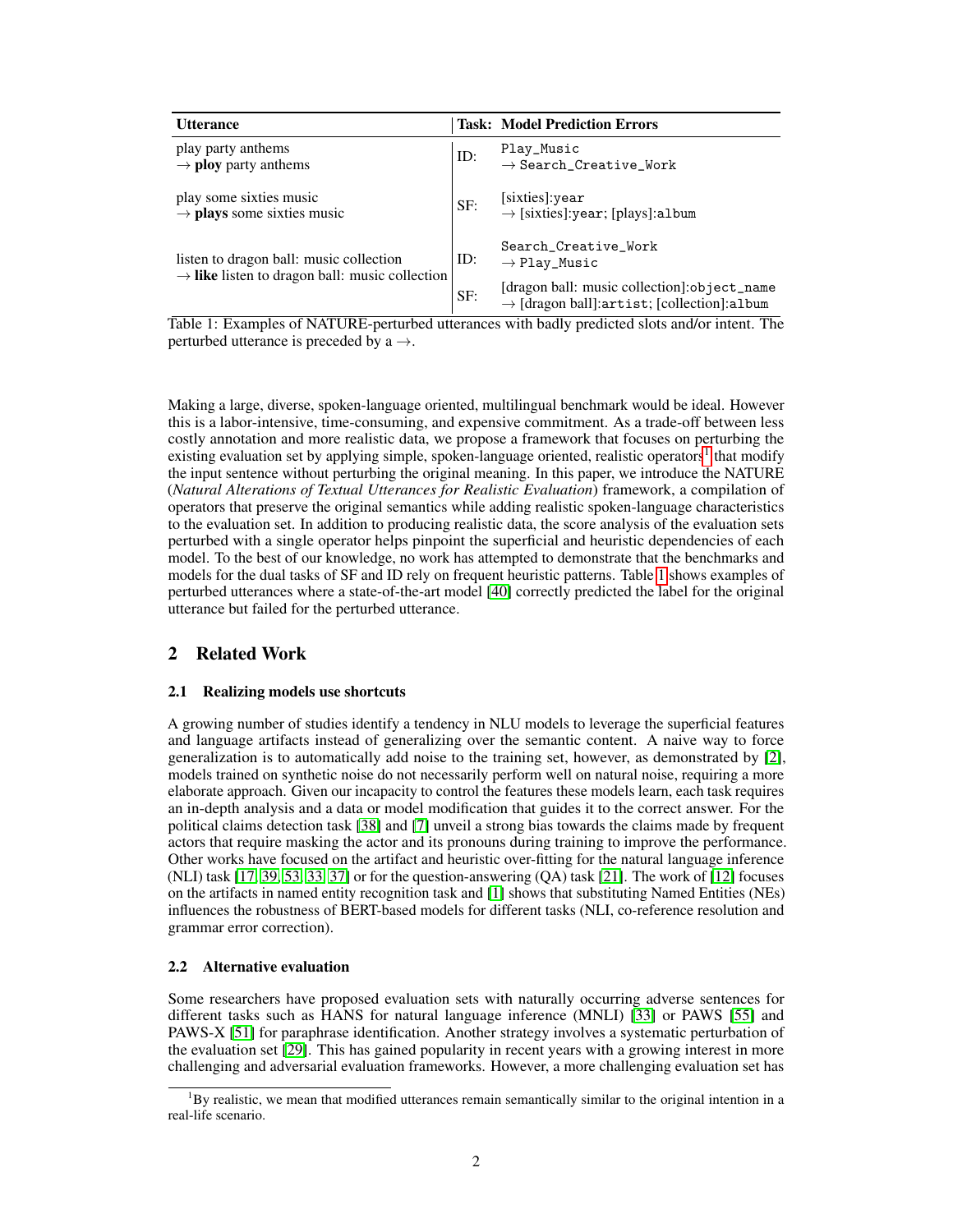| Utterance | Task: | Model Prediction Errors |
|---|---|---|
| play party anthems<br>→ **ploy** party anthems | ID: | `Play_Music`<br>→ `Search_Creative_Work` |
| play some sixties music<br>→ **plays** some sixties music | SF: | [sixties]:`year`<br>→ [sixties]:`year`; [plays]:`album` |
| listen to dragon ball: music collection<br>→ **like** listen to dragon ball: music collection | ID: | `Search_Creative_Work`<br>→ `Play_Music` |
| | SF: | [dragon ball: music collection]:`object_name`<br>→ [dragon ball]:`artist`; [collection]:`album` |

Table 1: Examples of NATURE-perturbed utterances with badly predicted slots and/or intent. The perturbed utterance is preceded by a →.

Making a large, diverse, spoken-language oriented, multilingual benchmark would be ideal. However this is a labor-intensive, time-consuming, and expensive commitment. As a trade-off between less costly annotation and more realistic data, we propose a framework that focuses on perturbing the existing evaluation set by applying simple, spoken-language oriented, realistic operators[1] that modify the input sentence without perturbing the original meaning. In this paper, we introduce the NATURE (*Natural Alterations of Textual Utterances for Realistic Evaluation*) framework, a compilation of operators that preserve the original semantics while adding realistic spoken-language characteristics to the evaluation set. In addition to producing realistic data, the score analysis of the evaluation sets perturbed with a single operator helps pinpoint the superficial and heuristic dependencies of each model. To the best of our knowledge, no work has attempted to demonstrate that the benchmarks and models for the dual tasks of SF and ID rely on frequent heuristic patterns. Table 1 shows examples of perturbed utterances where a state-of-the-art model [40] correctly predicted the label for the original utterance but failed for the perturbed utterance.

## 2 Related Work

### 2.1 Realizing models use shortcuts

A growing number of studies identify a tendency in NLU models to leverage the superficial features and language artifacts instead of generalizing over the semantic content. A naive way to force generalization is to automatically add noise to the training set, however, as demonstrated by [2], models trained on synthetic noise do not necessarily perform well on natural noise, requiring a more elaborate approach. Given our incapacity to control the features these models learn, each task requires an in-depth analysis and a data or model modification that guides it to the correct answer. For the political claims detection task [38] and [7] unveil a strong bias towards the claims made by frequent actors that require masking the actor and its pronouns during training to improve the performance. Other works have focused on the artifact and heuristic over-fitting for the natural language inference (NLI) task [17, 39, 53, 33, 37] or for the question-answering (QA) task [21]. The work of [12] focuses on the artifacts in named entity recognition task and [1] shows that substituting Named Entities (NEs) influences the robustness of BERT-based models for different tasks (NLI, co-reference resolution and grammar error correction).

### 2.2 Alternative evaluation

Some researchers have proposed evaluation sets with naturally occurring adverse sentences for different tasks such as HANS for natural language inference (MNLI) [33] or PAWS [55] and PAWS-X [51] for paraphrase identification. Another strategy involves a systematic perturbation of the evaluation set [29]. This has gained popularity in recent years with a growing interest in more challenging and adversarial evaluation frameworks. However, a more challenging evaluation set has

[1] By realistic, we mean that modified utterances remain semantically similar to the original intention in a real-life scenario.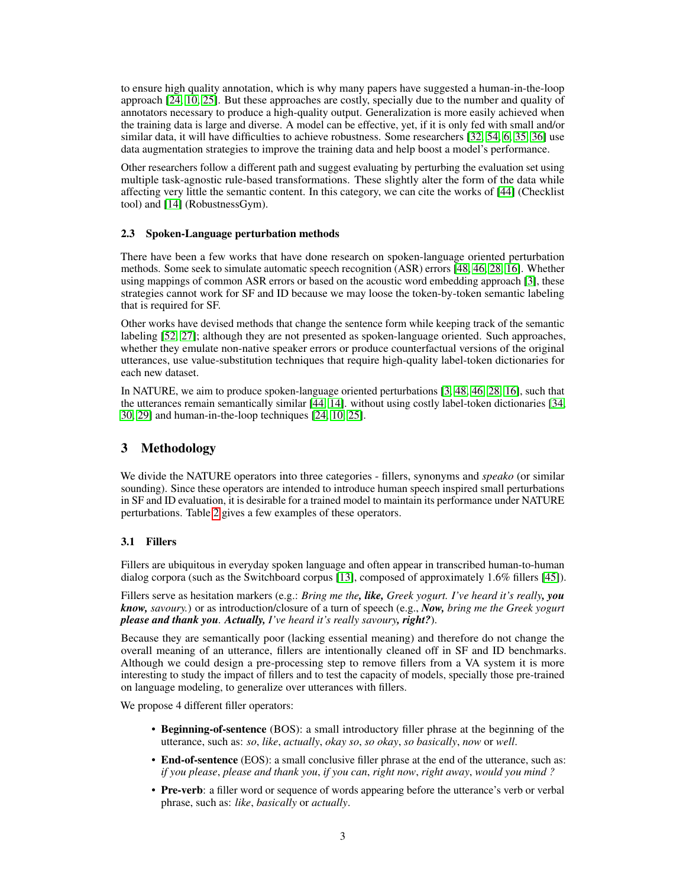to ensure high quality annotation, which is why many papers have suggested a human-in-the-loop approach [24, 10, 25]. But these approaches are costly, specially due to the number and quality of annotators necessary to produce a high-quality output. Generalization is more easily achieved when the training data is large and diverse. A model can be effective, yet, if it is only fed with small and/or similar data, it will have difficulties to achieve robustness. Some researchers [32, 54, 6, 35, 36] use data augmentation strategies to improve the training data and help boost a model's performance.

Other researchers follow a different path and suggest evaluating by perturbing the evaluation set using multiple task-agnostic rule-based transformations. These slightly alter the form of the data while affecting very little the semantic content. In this category, we can cite the works of [44] (Checklist tool) and [14] (RobustnessGym).

### 2.3 Spoken-Language perturbation methods

There have been a few works that have done research on spoken-language oriented perturbation methods. Some seek to simulate automatic speech recognition (ASR) errors [48, 46, 28, 16]. Whether using mappings of common ASR errors or based on the acoustic word embedding approach [3], these strategies cannot work for SF and ID because we may loose the token-by-token semantic labeling that is required for SF.

Other works have devised methods that change the sentence form while keeping track of the semantic labeling [52, 27]; although they are not presented as spoken-language oriented. Such approaches, whether they emulate non-native speaker errors or produce counterfactual versions of the original utterances, use value-substitution techniques that require high-quality label-token dictionaries for each new dataset.

In NATURE, we aim to produce spoken-language oriented perturbations [3, 48, 46, 28, 16], such that the utterances remain semantically similar [44, 14]. without using costly label-token dictionaries [34, 30, 29] and human-in-the-loop techniques [24, 10, 25].

## 3 Methodology

We divide the NATURE operators into three categories - fillers, synonyms and *speako* (or similar sounding). Since these operators are intended to introduce human speech inspired small perturbations in SF and ID evaluation, it is desirable for a trained model to maintain its performance under NATURE perturbations. Table 2 gives a few examples of these operators.

### 3.1 Fillers

Fillers are ubiquitous in everyday spoken language and often appear in transcribed human-to-human dialog corpora (such as the Switchboard corpus [13], composed of approximately 1.6% fillers [45]).

Fillers serve as hesitation markers (e.g.: *Bring me the**, like,** Greek yogurt. I've heard it's really**, you know,** savoury.*) or as introduction/closure of a turn of speech (e.g., ***Now,** bring me the Greek yogurt **please and thank you**. **Actually,** I've heard it's really savoury**, right?***).

Because they are semantically poor (lacking essential meaning) and therefore do not change the overall meaning of an utterance, fillers are intentionally cleaned off in SF and ID benchmarks. Although we could design a pre-processing step to remove fillers from a VA system it is more interesting to study the impact of fillers and to test the capacity of models, specially those pre-trained on language modeling, to generalize over utterances with fillers.

We propose 4 different filler operators:

- **Beginning-of-sentence** (BOS): a small introductory filler phrase at the beginning of the utterance, such as: *so*, *like*, *actually*, *okay so*, *so okay*, *so basically*, *now* or *well*.
- **End-of-sentence** (EOS): a small conclusive filler phrase at the end of the utterance, such as: *if you please*, *please and thank you*, *if you can*, *right now*, *right away*, *would you mind ?*
- **Pre-verb**: a filler word or sequence of words appearing before the utterance's verb or verbal phrase, such as: *like*, *basically* or *actually*.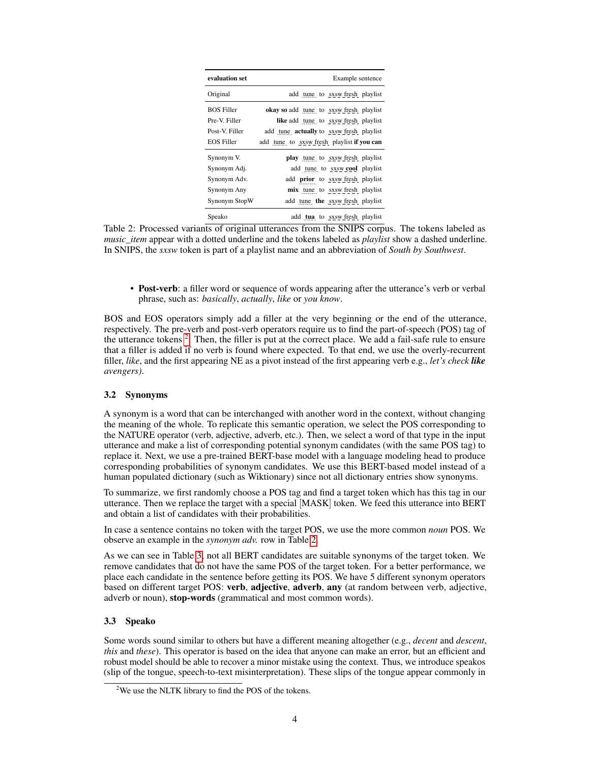| evaluation set | Example sentence |
|---|---|
| Original | add tune to sxsw fresh playlist |
| BOS Filler | **okay so** add tune to sxsw fresh playlist |
| Pre-V. Filler | **like** add tune to sxsw fresh playlist |
| Post-V. Filler | add tune **actually** to sxsw fresh playlist |
| EOS Filler | add tune to sxsw fresh playlist **if you can** |
| Synonym V. | **play** tune to sxsw fresh playlist |
| Synonym Adj. | add tune to sxsw **cool** playlist |
| Synonym Adv. | add **prior** to sxsw fresh playlist |
| Synonym Any | **mix** tune to sxsw fresh playlist |
| Synonym StopW | add tune **the** sxsw fresh playlist |
| Speako | add **tua** to sxsw fresh playlist |

Table 2: Processed variants of original utterances from the SNIPS corpus. The tokens labeled as *music_item* appear with a dotted underline and the tokens labeled as *playlist* show a dashed underline. In SNIPS, the *sxsw* token is part of a playlist name and an abbreviation of *South by Southwest*.

- **Post-verb**: a filler word or sequence of words appearing after the utterance's verb or verbal phrase, such as: *basically*, *actually*, *like* or *you know*.

BOS and EOS operators simply add a filler at the very beginning or the end of the utterance, respectively. The pre-verb and post-verb operators require us to find the part-of-speech (POS) tag of the utterance tokens [2]. Then, the filler is put at the correct place. We add a fail-safe rule to ensure that a filler is added if no verb is found where expected. To that end, we use the overly-recurrent filler, *like*, and the first appearing NE as a pivot instead of the first appearing verb e.g., *let's check **like** avengers)*.

### 3.2 Synonyms

A synonym is a word that can be interchanged with another word in the context, without changing the meaning of the whole. To replicate this semantic operation, we select the POS corresponding to the NATURE operator (verb, adjective, adverb, etc.). Then, we select a word of that type in the input utterance and make a list of corresponding potential synonym candidates (with the same POS tag) to replace it. Next, we use a pre-trained BERT-base model with a language modeling head to produce corresponding probabilities of synonym candidates. We use this BERT-based model instead of a human populated dictionary (such as Wiktionary) since not all dictionary entries show synonyms.

To summarize, we first randomly choose a POS tag and find a target token which has this tag in our utterance. Then we replace the target with a special [MASK] token. We feed this utterance into BERT and obtain a list of candidates with their probabilities.

In case a sentence contains no token with the target POS, we use the more common *noun* POS. We observe an example in the *synonym adv.* row in Table 2.

As we can see in Table 3, not all BERT candidates are suitable synonyms of the target token. We remove candidates that do not have the same POS of the target token. For a better performance, we place each candidate in the sentence before getting its POS. We have 5 different synonym operators based on different target POS: **verb**, **adjective**, **adverb**, **any** (at random between verb, adjective, adverb or noun), **stop-words** (grammatical and most common words).

### 3.3 Speako

Some words sound similar to others but have a different meaning altogether (e.g., *decent* and *descent*, *this* and *these*). This operator is based on the idea that anyone can make an error, but an efficient and robust model should be able to recover a minor mistake using the context. Thus, we introduce speakos (slip of the tongue, speech-to-text misinterpretation). These slips of the tongue appear commonly in

[2] We use the NLTK library to find the POS of the tokens.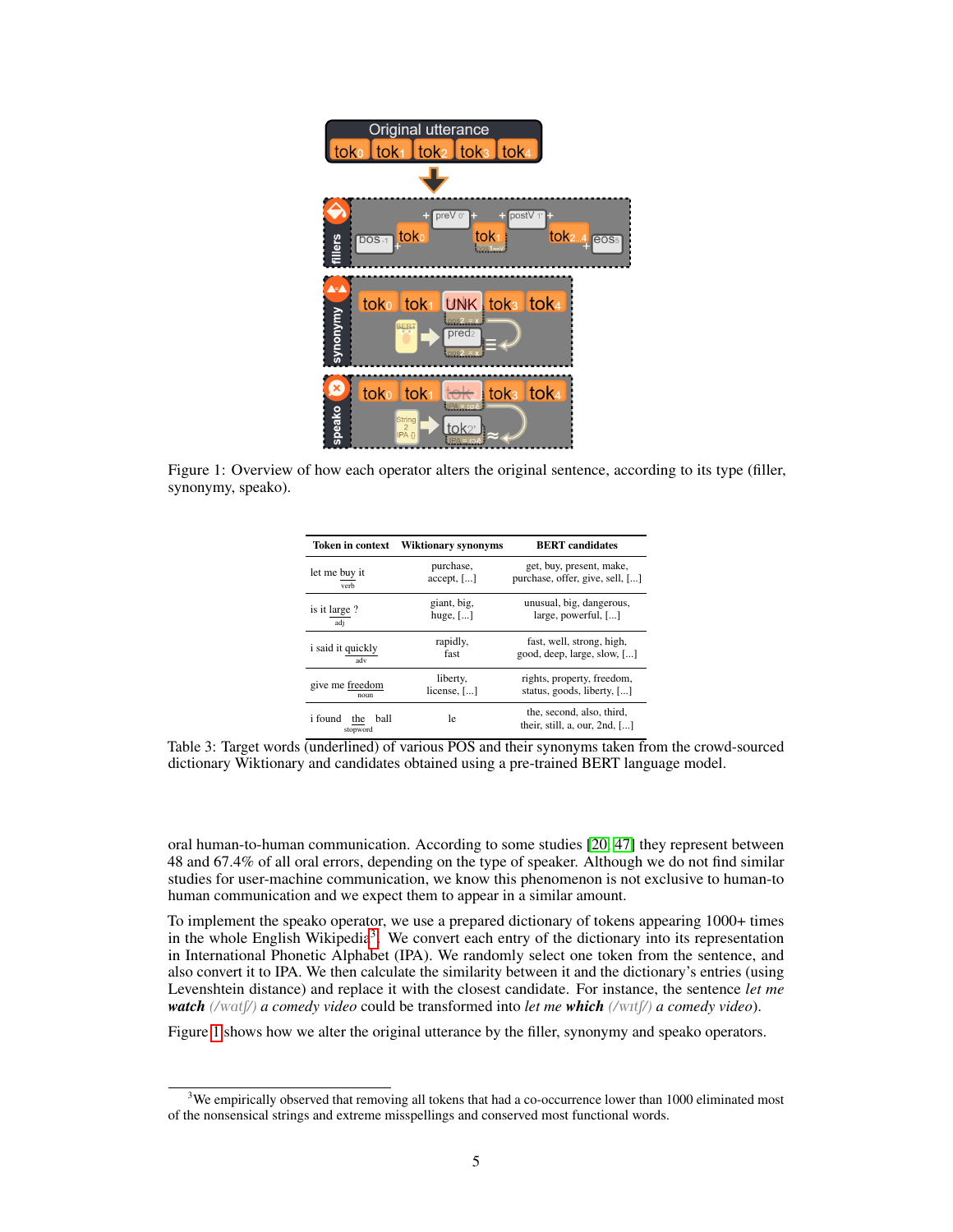Figure 1: Overview of how each operator alters the original sentence, according to its type (filler, synonymy, speako).

| Token in context | Wiktionary synonyms | BERT candidates |
|---|---|---|
| let me buy it (verb) | purchase, accept, [...] | get, buy, present, make, purchase, offer, give, sell, [...] |
| is it large ? (adj) | giant, big, huge, [...] | unusual, big, dangerous, large, powerful, [...] |
| i said it quickly (adv) | rapidly, fast | fast, well, strong, high, good, deep, large, slow, [...] |
| give me freedom (noun) | liberty, license, [...] | rights, property, freedom, status, goods, liberty, [...] |
| i found the ball (stopword) | le | the, second, also, third, their, still, a, our, 2nd, [...] |

Table 3: Target words (underlined) of various POS and their synonyms taken from the crowd-sourced dictionary Wiktionary and candidates obtained using a pre-trained BERT language model.

oral human-to-human communication. According to some studies [20, 47] they represent between 48 and 67.4% of all oral errors, depending on the type of speaker. Although we do not find similar studies for user-machine communication, we know this phenomenon is not exclusive to human-to human communication and we expect them to appear in a similar amount.

To implement the speako operator, we use a prepared dictionary of tokens appearing 1000+ times in the whole English Wikipedia[3]. We convert each entry of the dictionary into its representation in International Phonetic Alphabet (IPA). We randomly select one token from the sentence, and also convert it to IPA. We then calculate the similarity between it and the dictionary's entries (using Levenshtein distance) and replace it with the closest candidate. For instance, the sentence *let me* ***watch*** *(/watʃ/) a comedy video* could be transformed into *let me* ***which*** *(/wɪtʃ/) a comedy video*).

Figure 1 shows how we alter the original utterance by the filler, synonymy and speako operators.

[3]We empirically observed that removing all tokens that had a co-occurrence lower than 1000 eliminated most of the nonsensical strings and extreme misspellings and conserved most functional words.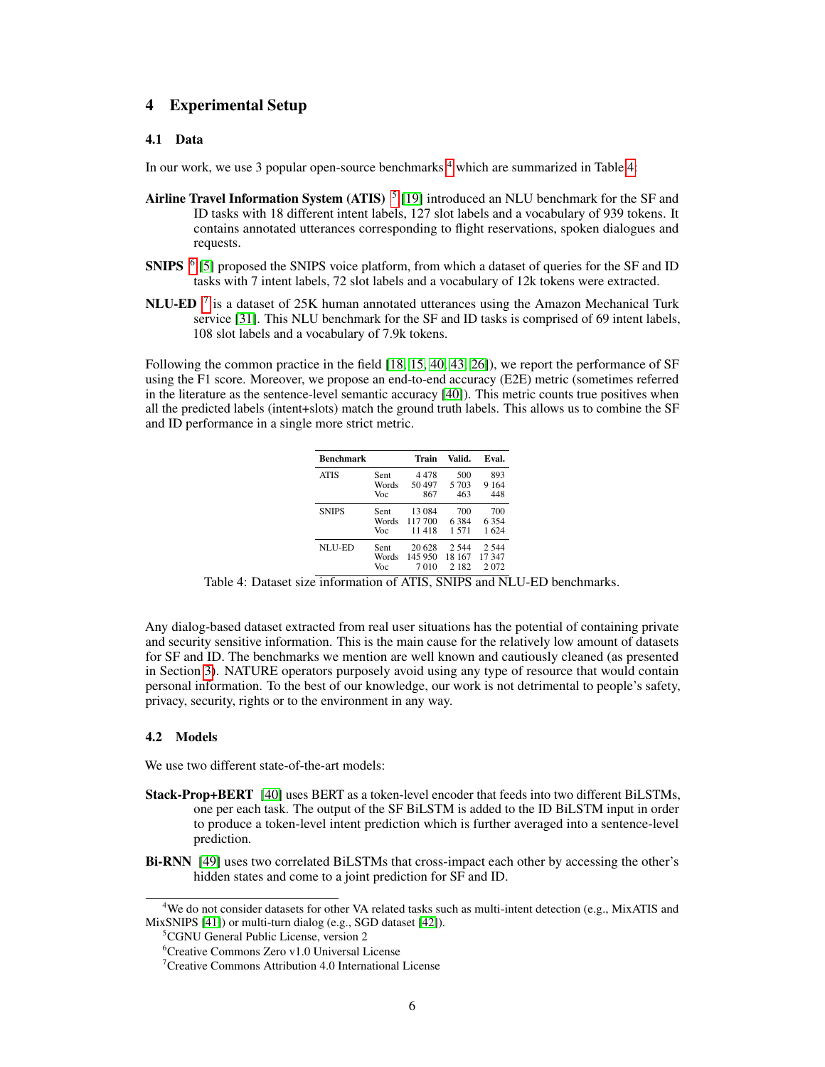## 4 Experimental Setup

### 4.1 Data

In our work, we use 3 popular open-source benchmarks [4] which are summarized in Table 4:

**Airline Travel Information System (ATIS)** [5] [19] introduced an NLU benchmark for the SF and ID tasks with 18 different intent labels, 127 slot labels and a vocabulary of 939 tokens. It contains annotated utterances corresponding to flight reservations, spoken dialogues and requests.

**SNIPS** [6] [5] proposed the SNIPS voice platform, from which a dataset of queries for the SF and ID tasks with 7 intent labels, 72 slot labels and a vocabulary of 12k tokens were extracted.

**NLU-ED** [7] is a dataset of 25K human annotated utterances using the Amazon Mechanical Turk service [31]. This NLU benchmark for the SF and ID tasks is comprised of 69 intent labels, 108 slot labels and a vocabulary of 7.9k tokens.

Following the common practice in the field [18, 15, 40, 43, 26]), we report the performance of SF using the F1 score. Moreover, we propose an end-to-end accuracy (E2E) metric (sometimes referred in the literature as the sentence-level semantic accuracy [40]). This metric counts true positives when all the predicted labels (intent+slots) match the ground truth labels. This allows us to combine the SF and ID performance in a single more strict metric.

| Benchmark | | Train | Valid. | Eval. |
|---|---|---|---|---|
| ATIS | Sent | 4 478 | 500 | 893 |
| | Words | 50 497 | 5 703 | 9 164 |
| | Voc | 867 | 463 | 448 |
| SNIPS | Sent | 13 084 | 700 | 700 |
| | Words | 117 700 | 6 384 | 6 354 |
| | Voc | 11 418 | 1 571 | 1 624 |
| NLU-ED | Sent | 20 628 | 2 544 | 2 544 |
| | Words | 145 950 | 18 167 | 17 347 |
| | Voc | 7 010 | 2 182 | 2 072 |

Table 4: Dataset size information of ATIS, SNIPS and NLU-ED benchmarks.

Any dialog-based dataset extracted from real user situations has the potential of containing private and security sensitive information. This is the main cause for the relatively low amount of datasets for SF and ID. The benchmarks we mention are well known and cautiously cleaned (as presented in Section 3). NATURE operators purposely avoid using any type of resource that would contain personal information. To the best of our knowledge, our work is not detrimental to people's safety, privacy, security, rights or to the environment in any way.

### 4.2 Models

We use two different state-of-the-art models:

**Stack-Prop+BERT** [40] uses BERT as a token-level encoder that feeds into two different BiLSTMs, one per each task. The output of the SF BiLSTM is added to the ID BiLSTM input in order to produce a token-level intent prediction which is further averaged into a sentence-level prediction.

**Bi-RNN** [49] uses two correlated BiLSTMs that cross-impact each other by accessing the other's hidden states and come to a joint prediction for SF and ID.

[4] We do not consider datasets for other VA related tasks such as multi-intent detection (e.g., MixATIS and MixSNIPS [41]) or multi-turn dialog (e.g., SGD dataset [42]).

[5] CGNU General Public License, version 2

[6] Creative Commons Zero v1.0 Universal License

[7] Creative Commons Attribution 4.0 International License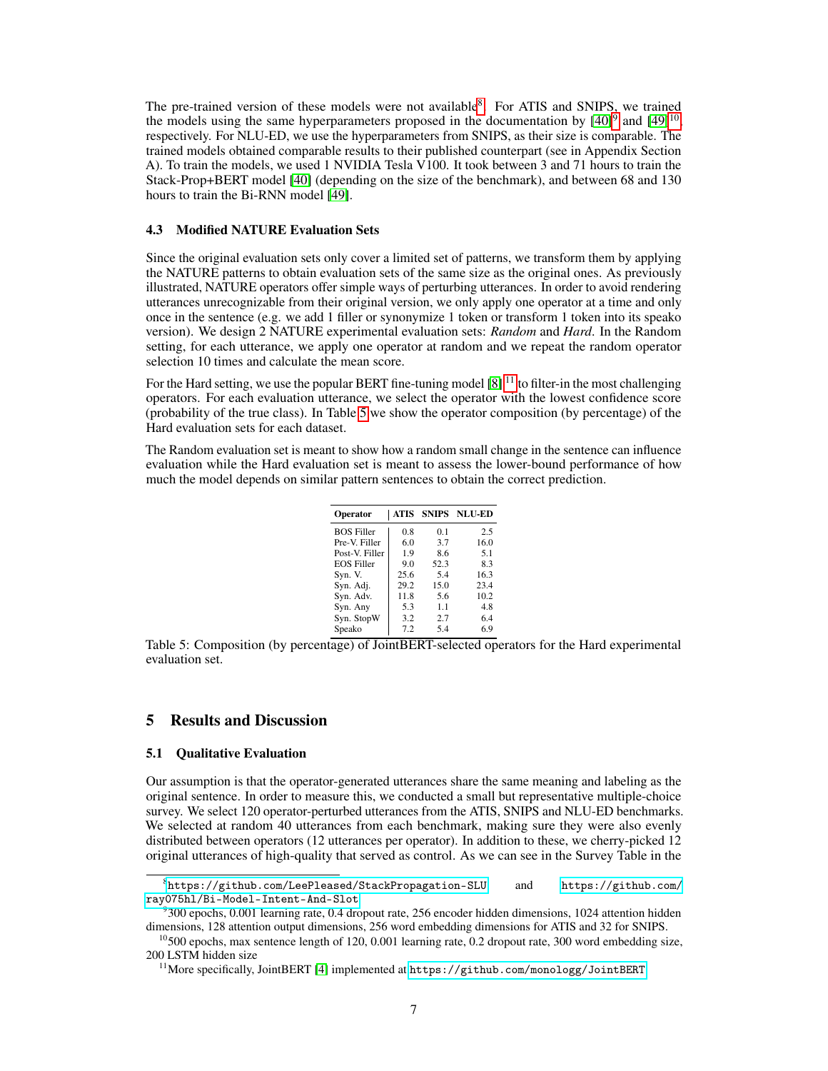The pre-trained version of these models were not available[8]. For ATIS and SNIPS, we trained the models using the same hyperparameters proposed in the documentation by [40][9] and [49][10], respectively. For NLU-ED, we use the hyperparameters from SNIPS, as their size is comparable. The trained models obtained comparable results to their published counterpart (see in Appendix Section A). To train the models, we used 1 NVIDIA Tesla V100. It took between 3 and 71 hours to train the Stack-Prop+BERT model [40] (depending on the size of the benchmark), and between 68 and 130 hours to train the Bi-RNN model [49].

### 4.3 Modified NATURE Evaluation Sets

Since the original evaluation sets only cover a limited set of patterns, we transform them by applying the NATURE patterns to obtain evaluation sets of the same size as the original ones. As previously illustrated, NATURE operators offer simple ways of perturbing utterances. In order to avoid rendering utterances unrecognizable from their original version, we only apply one operator at a time and only once in the sentence (e.g. we add 1 filler or synonymize 1 token or transform 1 token into its speako version). We design 2 NATURE experimental evaluation sets: *Random* and *Hard*. In the Random setting, for each utterance, we apply one operator at random and we repeat the random operator selection 10 times and calculate the mean score.

For the Hard setting, we use the popular BERT fine-tuning model [8] [11] to filter-in the most challenging operators. For each evaluation utterance, we select the operator with the lowest confidence score (probability of the true class). In Table 5 we show the operator composition (by percentage) of the Hard evaluation sets for each dataset.

The Random evaluation set is meant to show how a random small change in the sentence can influence evaluation while the Hard evaluation set is meant to assess the lower-bound performance of how much the model depends on similar pattern sentences to obtain the correct prediction.

| Operator | ATIS | SNIPS | NLU-ED |
|---|---|---|---|
| BOS Filler | 0.8 | 0.1 | 2.5 |
| Pre-V. Filler | 6.0 | 3.7 | 16.0 |
| Post-V. Filler | 1.9 | 8.6 | 5.1 |
| EOS Filler | 9.0 | 52.3 | 8.3 |
| Syn. V. | 25.6 | 5.4 | 16.3 |
| Syn. Adj. | 29.2 | 15.0 | 23.4 |
| Syn. Adv. | 11.8 | 5.6 | 10.2 |
| Syn. Any | 5.3 | 1.1 | 4.8 |
| Syn. StopW | 3.2 | 2.7 | 6.4 |
| Speako | 7.2 | 5.4 | 6.9 |

Table 5: Composition (by percentage) of JointBERT-selected operators for the Hard experimental evaluation set.

## 5 Results and Discussion

### 5.1 Qualitative Evaluation

Our assumption is that the operator-generated utterances share the same meaning and labeling as the original sentence. In order to measure this, we conducted a small but representative multiple-choice survey. We select 120 operator-perturbed utterances from the ATIS, SNIPS and NLU-ED benchmarks. We selected at random 40 utterances from each benchmark, making sure they were also evenly distributed between operators (12 utterances per operator). In addition to these, we cherry-picked 12 original utterances of high-quality that served as control. As we can see in the Survey Table in the

[8] https://github.com/LeePleased/StackPropagation-SLU and https://github.com/ray075hl/Bi-Model-Intent-And-Slot

[9] 300 epochs, 0.001 learning rate, 0.4 dropout rate, 256 encoder hidden dimensions, 1024 attention hidden dimensions, 128 attention output dimensions, 256 word embedding dimensions for ATIS and 32 for SNIPS.

[10] 500 epochs, max sentence length of 120, 0.001 learning rate, 0.2 dropout rate, 300 word embedding size, 200 LSTM hidden size

[11] More specifically, JointBERT [4] implemented at https://github.com/monologg/JointBERT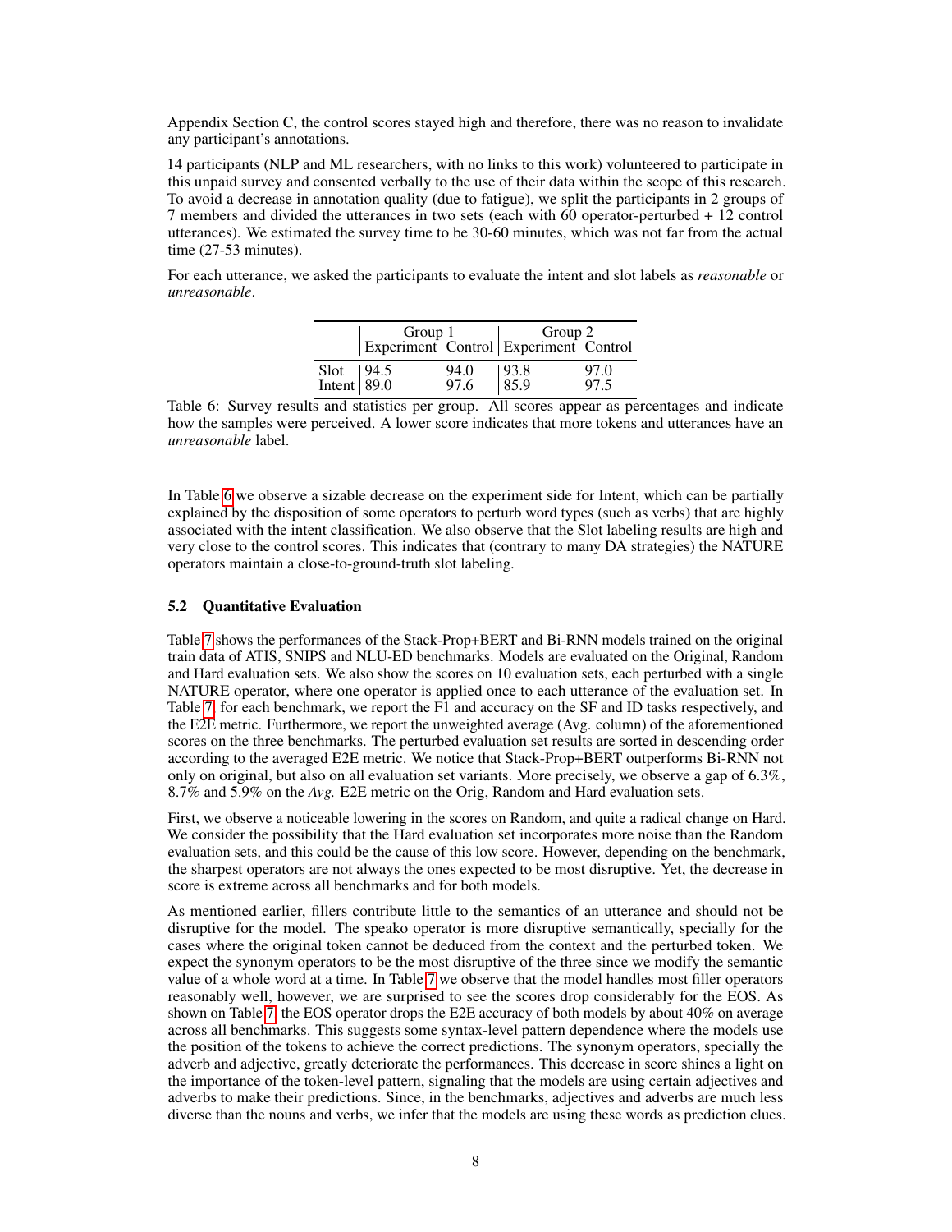Appendix Section C, the control scores stayed high and therefore, there was no reason to invalidate any participant's annotations.

14 participants (NLP and ML researchers, with no links to this work) volunteered to participate in this unpaid survey and consented verbally to the use of their data within the scope of this research. To avoid a decrease in annotation quality (due to fatigue), we split the participants in 2 groups of 7 members and divided the utterances in two sets (each with 60 operator-perturbed + 12 control utterances). We estimated the survey time to be 30-60 minutes, which was not far from the actual time (27-53 minutes).

For each utterance, we asked the participants to evaluate the intent and slot labels as *reasonable* or *unreasonable*.

| | Group 1 | | Group 2 | |
|---|---|---|---|---|
| | Experiment | Control | Experiment | Control |
| Slot | 94.5 | 94.0 | 93.8 | 97.0 |
| Intent | 89.0 | 97.6 | 85.9 | 97.5 |

Table 6: Survey results and statistics per group. All scores appear as percentages and indicate how the samples were perceived. A lower score indicates that more tokens and utterances have an *unreasonable* label.

In Table 6 we observe a sizable decrease on the experiment side for Intent, which can be partially explained by the disposition of some operators to perturb word types (such as verbs) that are highly associated with the intent classification. We also observe that the Slot labeling results are high and very close to the control scores. This indicates that (contrary to many DA strategies) the NATURE operators maintain a close-to-ground-truth slot labeling.

### 5.2 Quantitative Evaluation

Table 7 shows the performances of the Stack-Prop+BERT and Bi-RNN models trained on the original train data of ATIS, SNIPS and NLU-ED benchmarks. Models are evaluated on the Original, Random and Hard evaluation sets. We also show the scores on 10 evaluation sets, each perturbed with a single NATURE operator, where one operator is applied once to each utterance of the evaluation set. In Table 7, for each benchmark, we report the F1 and accuracy on the SF and ID tasks respectively, and the E2E metric. Furthermore, we report the unweighted average (Avg. column) of the aforementioned scores on the three benchmarks. The perturbed evaluation set results are sorted in descending order according to the averaged E2E metric. We notice that Stack-Prop+BERT outperforms Bi-RNN not only on original, but also on all evaluation set variants. More precisely, we observe a gap of 6.3%, 8.7% and 5.9% on the *Avg.* E2E metric on the Orig, Random and Hard evaluation sets.

First, we observe a noticeable lowering in the scores on Random, and quite a radical change on Hard. We consider the possibility that the Hard evaluation set incorporates more noise than the Random evaluation sets, and this could be the cause of this low score. However, depending on the benchmark, the sharpest operators are not always the ones expected to be most disruptive. Yet, the decrease in score is extreme across all benchmarks and for both models.

As mentioned earlier, fillers contribute little to the semantics of an utterance and should not be disruptive for the model. The speako operator is more disruptive semantically, specially for the cases where the original token cannot be deduced from the context and the perturbed token. We expect the synonym operators to be the most disruptive of the three since we modify the semantic value of a whole word at a time. In Table 7 we observe that the model handles most filler operators reasonably well, however, we are surprised to see the scores drop considerably for the EOS. As shown on Table 7, the EOS operator drops the E2E accuracy of both models by about 40% on average across all benchmarks. This suggests some syntax-level pattern dependence where the models use the position of the tokens to achieve the correct predictions. The synonym operators, specially the adverb and adjective, greatly deteriorate the performances. This decrease in score shines a light on the importance of the token-level pattern, signaling that the models are using certain adjectives and adverbs to make their predictions. Since, in the benchmarks, adjectives and adverbs are much less diverse than the nouns and verbs, we infer that the models are using these words as prediction clues.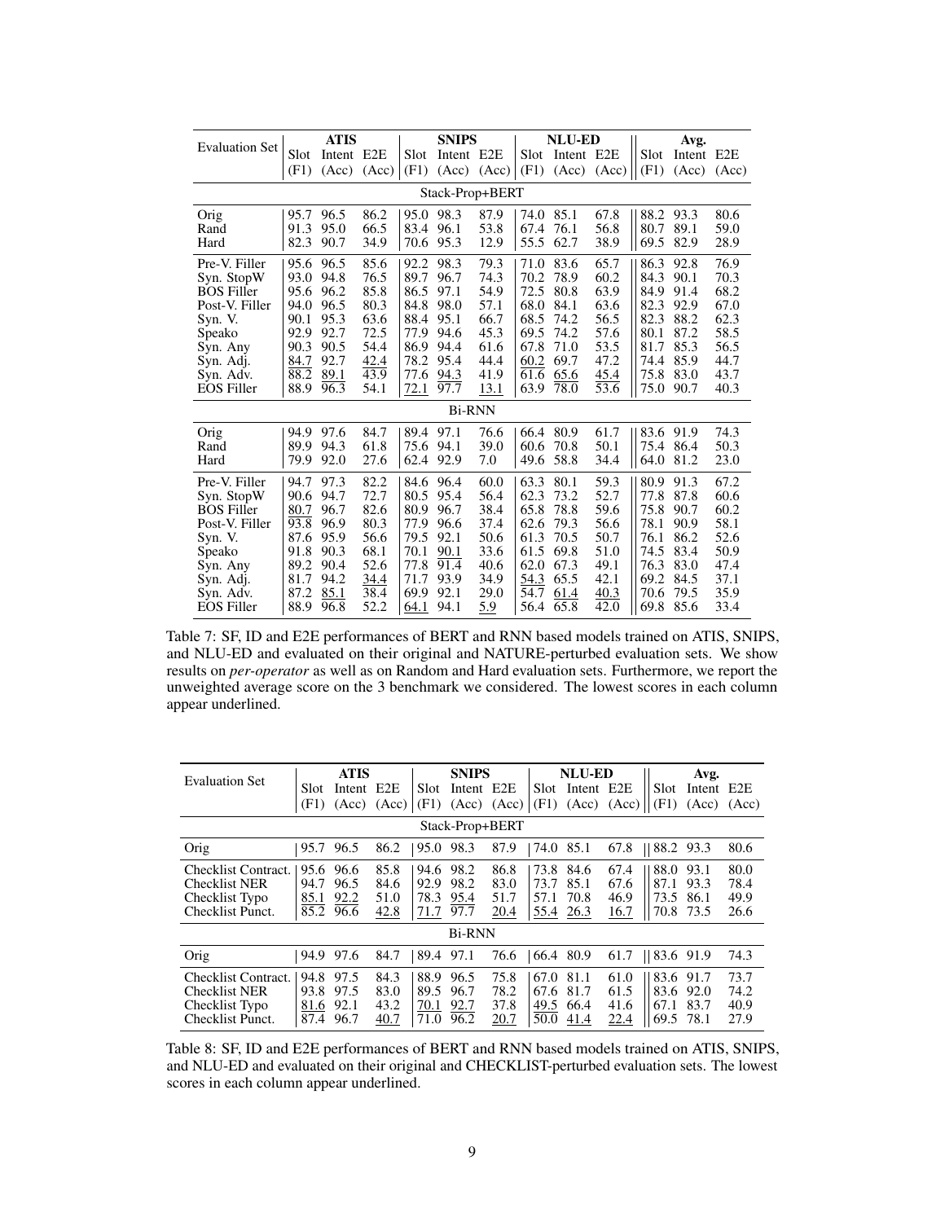| Evaluation Set | ATIS | | | SNIPS | | | NLU-ED | | | Avg. | | |
|---|---|---|---|---|---|---|---|---|---|---|---|---|
| | Slot (F1) | Intent (Acc) | E2E (Acc) | Slot (F1) | Intent (Acc) | E2E (Acc) | Slot (F1) | Intent (Acc) | E2E (Acc) | Slot (F1) | Intent (Acc) | E2E (Acc) |
| **Stack-Prop+BERT** | | | | | | | | | | | | |
| Orig | 95.7 | 96.5 | 86.2 | 95.0 | 98.3 | 87.9 | 74.0 | 85.1 | 67.8 | 88.2 | 93.3 | 80.6 |
| Rand | 91.3 | 95.0 | 66.5 | 83.4 | 96.1 | 53.8 | 67.4 | 76.1 | 56.8 | 80.7 | 89.1 | 59.0 |
| Hard | 82.3 | 90.7 | 34.9 | 70.6 | 95.3 | 12.9 | 55.5 | 62.7 | 38.9 | 69.5 | 82.9 | 28.9 |
| Pre-V. Filler | 95.6 | 96.5 | 85.6 | 92.2 | 98.3 | 79.3 | 71.0 | 83.6 | 65.7 | 86.3 | 92.8 | 76.9 |
| Syn. StopW | 93.0 | 94.8 | 76.5 | 89.7 | 96.7 | 74.3 | 70.2 | 78.9 | 60.2 | 84.3 | 90.1 | 70.3 |
| BOS Filler | 95.6 | 96.2 | 85.8 | 86.5 | 97.1 | 54.9 | 72.5 | 80.8 | 63.9 | 84.9 | 91.4 | 68.2 |
| Post-V. Filler | 94.0 | 96.5 | 80.3 | 84.8 | 98.0 | 57.1 | 68.0 | 84.1 | 63.6 | 82.3 | 92.9 | 67.0 |
| Syn. V. | 90.1 | 95.3 | 63.6 | 88.4 | 95.1 | 66.7 | 68.5 | 74.2 | 56.5 | 82.3 | 88.2 | 62.3 |
| Speako | 92.9 | 92.7 | 72.5 | 77.9 | 94.6 | 45.3 | 69.5 | 74.2 | 57.6 | 80.1 | 87.2 | 58.5 |
| Syn. Any | 90.3 | 90.5 | 54.4 | 86.9 | 94.4 | 61.6 | 67.8 | 71.0 | 53.5 | 81.7 | 85.3 | 56.5 |
| Syn. Adj. | <u>84.7</u> | 92.7 | <u>42.4</u> | 78.2 | 95.4 | 44.4 | <u>60.2</u> | 69.7 | 47.2 | 74.4 | 85.9 | 44.7 |
| Syn. Adv. | 88.2 | <u>89.1</u> | 43.9 | 77.6 | <u>94.3</u> | 41.9 | 61.6 | <u>65.6</u> | <u>45.4</u> | 75.8 | 83.0 | 43.7 |
| EOS Filler | 88.9 | 96.3 | 54.1 | <u>72.1</u> | 97.7 | <u>13.1</u> | 63.9 | 78.0 | 53.6 | 75.0 | 90.7 | 40.3 |
| **Bi-RNN** | | | | | | | | | | | | |
| Orig | 94.9 | 97.6 | 84.7 | 89.4 | 97.1 | 76.6 | 66.4 | 80.9 | 61.7 | 83.6 | 91.9 | 74.3 |
| Rand | 89.9 | 94.3 | 61.8 | 75.6 | 94.1 | 39.0 | 60.6 | 70.8 | 50.1 | 75.4 | 86.4 | 50.3 |
| Hard | 79.9 | 92.0 | 27.6 | 62.4 | 92.9 | 7.0 | 49.6 | 58.8 | 34.4 | 64.0 | 81.2 | 23.0 |
| Pre-V. Filler | 94.7 | 97.3 | 82.2 | 84.6 | 96.4 | 60.0 | 63.3 | 80.1 | 59.3 | 80.9 | 91.3 | 67.2 |
| Syn. StopW | 90.6 | 94.7 | 72.7 | 80.5 | 95.4 | 56.4 | 62.3 | 73.2 | 52.7 | 77.8 | 87.8 | 60.6 |
| BOS Filler | <u>80.7</u> | 96.7 | 82.6 | 80.9 | 96.7 | 38.4 | 65.8 | 78.8 | 59.6 | 75.8 | 90.7 | 60.2 |
| Post-V. Filler | 93.8 | 96.9 | 80.3 | 77.9 | 96.6 | 37.4 | 62.6 | 79.3 | 56.6 | 78.1 | 90.9 | 58.1 |
| Syn. V. | 87.6 | 95.9 | 56.6 | 79.5 | 92.1 | 50.6 | 61.3 | 70.5 | 50.7 | 76.1 | 86.2 | 52.6 |
| Speako | 91.8 | 90.3 | 68.1 | 70.1 | <u>90.1</u> | 33.6 | 61.5 | 69.8 | 51.0 | 74.5 | 83.4 | 50.9 |
| Syn. Any | 89.2 | 90.4 | 52.6 | 77.8 | 91.4 | 40.6 | 62.0 | 67.3 | 49.1 | 76.3 | 83.0 | 47.4 |
| Syn. Adj. | 81.7 | 94.2 | <u>34.4</u> | 71.7 | 93.9 | 34.9 | <u>54.3</u> | 65.5 | 42.1 | 69.2 | 84.5 | 37.1 |
| Syn. Adv. | 87.2 | <u>85.1</u> | 38.4 | 69.9 | 92.1 | 29.0 | 54.7 | <u>61.4</u> | <u>40.3</u> | 70.6 | 79.5 | 35.9 |
| EOS Filler | 88.9 | 96.8 | 52.2 | <u>64.1</u> | 94.1 | <u>5.9</u> | 56.4 | 65.8 | 42.0 | 69.8 | 85.6 | 33.4 |

Table 7: SF, ID and E2E performances of BERT and RNN based models trained on ATIS, SNIPS, and NLU-ED and evaluated on their original and NATURE-perturbed evaluation sets. We show results on *per-operator* as well as on Random and Hard evaluation sets. Furthermore, we report the unweighted average score on the 3 benchmark we considered. The lowest scores in each column appear underlined.

| Evaluation Set | ATIS | | | SNIPS | | | NLU-ED | | | Avg. | | |
|---|---|---|---|---|---|---|---|---|---|---|---|---|
| | Slot (F1) | Intent (Acc) | E2E (Acc) | Slot (F1) | Intent (Acc) | E2E (Acc) | Slot (F1) | Intent (Acc) | E2E (Acc) | Slot (F1) | Intent (Acc) | E2E (Acc) |
| **Stack-Prop+BERT** | | | | | | | | | | | | |
| Orig | 95.7 | 96.5 | 86.2 | 95.0 | 98.3 | 87.9 | 74.0 | 85.1 | 67.8 | 88.2 | 93.3 | 80.6 |
| Checklist Contract. | 95.6 | 96.6 | 85.8 | 94.6 | 98.2 | 86.8 | 73.8 | 84.6 | 67.4 | 88.0 | 93.1 | 80.0 |
| Checklist NER | 94.7 | 96.5 | 84.6 | 92.9 | 98.2 | 83.0 | 73.7 | 85.1 | 67.6 | 87.1 | 93.3 | 78.4 |
| Checklist Typo | <u>85.1</u> | <u>92.2</u> | 51.0 | 78.3 | <u>95.4</u> | 51.7 | 57.1 | 70.8 | 46.9 | 73.5 | 86.1 | 49.9 |
| Checklist Punct. | 85.2 | 96.6 | <u>42.8</u> | <u>71.7</u> | 97.7 | <u>20.4</u> | <u>55.4</u> | <u>26.3</u> | <u>16.7</u> | 70.8 | 73.5 | 26.6 |
| **Bi-RNN** | | | | | | | | | | | | |
| Orig | 94.9 | 97.6 | 84.7 | 89.4 | 97.1 | 76.6 | 66.4 | 80.9 | 61.7 | 83.6 | 91.9 | 74.3 |
| Checklist Contract. | 94.8 | 97.5 | 84.3 | 88.9 | 96.5 | 75.8 | 67.0 | 81.1 | 61.0 | 83.6 | 91.7 | 73.7 |
| Checklist NER | 93.8 | 97.5 | 83.0 | 89.5 | 96.7 | 78.2 | 67.6 | 81.7 | 61.5 | 83.6 | 92.0 | 74.2 |
| Checklist Typo | <u>81.6</u> | 92.1 | 43.2 | <u>70.1</u> | <u>92.7</u> | 37.8 | <u>49.5</u> | 66.4 | 41.6 | 67.1 | 83.7 | 40.9 |
| Checklist Punct. | 87.4 | 96.7 | <u>40.7</u> | 71.0 | 96.2 | <u>20.7</u> | 50.0 | <u>41.4</u> | <u>22.4</u> | 69.5 | 78.1 | 27.9 |

Table 8: SF, ID and E2E performances of BERT and RNN based models trained on ATIS, SNIPS, and NLU-ED and evaluated on their original and CHECKLIST-perturbed evaluation sets. The lowest scores in each column appear underlined.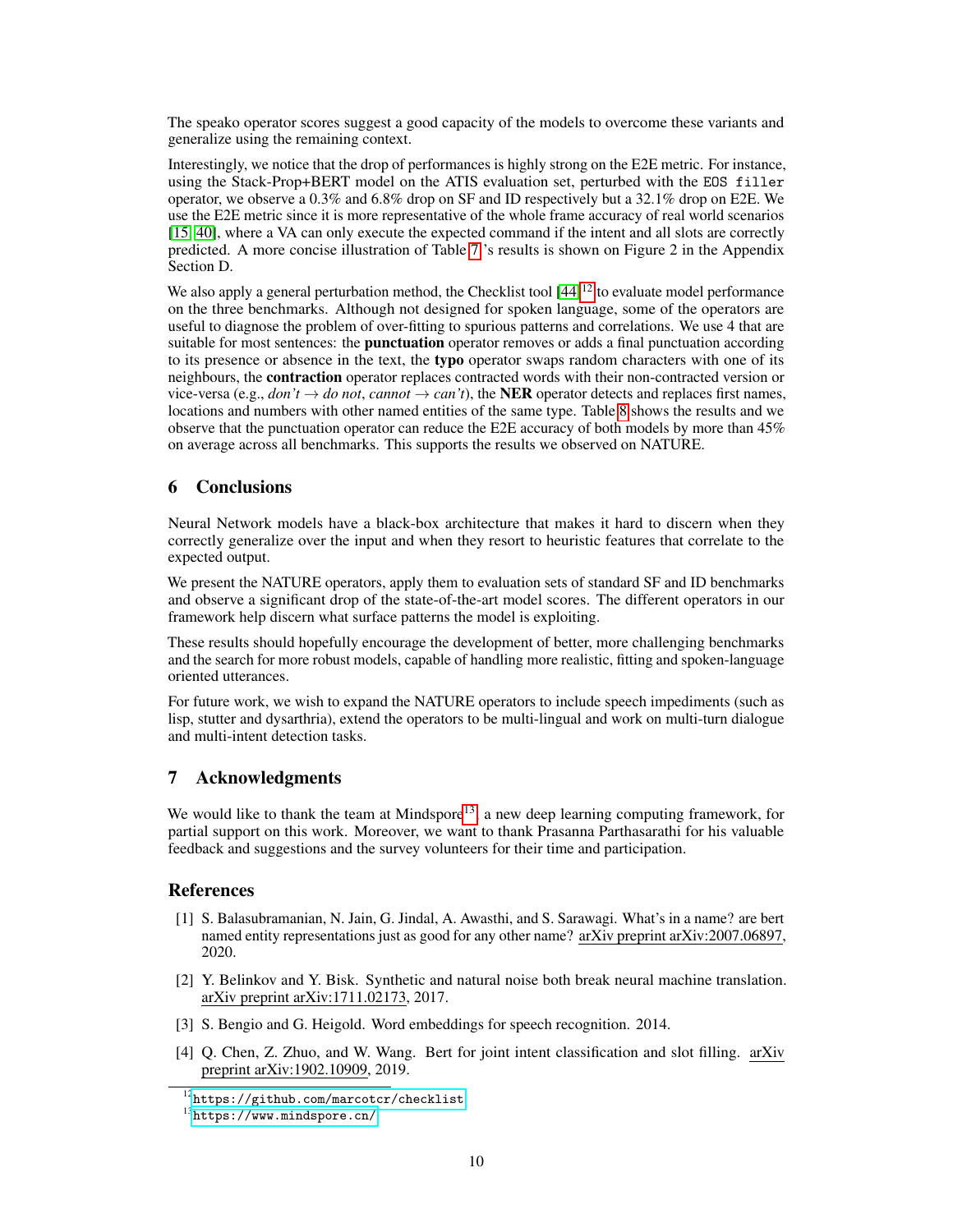The speako operator scores suggest a good capacity of the models to overcome these variants and generalize using the remaining context.

Interestingly, we notice that the drop of performances is highly strong on the E2E metric. For instance, using the Stack-Prop+BERT model on the ATIS evaluation set, perturbed with the `EOS filler` operator, we observe a 0.3% and 6.8% drop on SF and ID respectively but a 32.1% drop on E2E. We use the E2E metric since it is more representative of the whole frame accuracy of real world scenarios [15, 40], where a VA can only execute the expected command if the intent and all slots are correctly predicted. A more concise illustration of Table 7's results is shown on Figure 2 in the Appendix Section D.

We also apply a general perturbation method, the Checklist tool [44][12] to evaluate model performance on the three benchmarks. Although not designed for spoken language, some of the operators are useful to diagnose the problem of over-fitting to spurious patterns and correlations. We use 4 that are suitable for most sentences: the **punctuation** operator removes or adds a final punctuation according to its presence or absence in the text, the **typo** operator swaps random characters with one of its neighbours, the **contraction** operator replaces contracted words with their non-contracted version or vice-versa (e.g., *don't* → *do not*, *cannot* → *can't*), the **NER** operator detects and replaces first names, locations and numbers with other named entities of the same type. Table 8 shows the results and we observe that the punctuation operator can reduce the E2E accuracy of both models by more than 45% on average across all benchmarks. This supports the results we observed on NATURE.

## 6 Conclusions

Neural Network models have a black-box architecture that makes it hard to discern when they correctly generalize over the input and when they resort to heuristic features that correlate to the expected output.

We present the NATURE operators, apply them to evaluation sets of standard SF and ID benchmarks and observe a significant drop of the state-of-the-art model scores. The different operators in our framework help discern what surface patterns the model is exploiting.

These results should hopefully encourage the development of better, more challenging benchmarks and the search for more robust models, capable of handling more realistic, fitting and spoken-language oriented utterances.

For future work, we wish to expand the NATURE operators to include speech impediments (such as lisp, stutter and dysarthria), extend the operators to be multi-lingual and work on multi-turn dialogue and multi-intent detection tasks.

## 7 Acknowledgments

We would like to thank the team at Mindspore[13], a new deep learning computing framework, for partial support on this work. Moreover, we want to thank Prasanna Parthasarathi for his valuable feedback and suggestions and the survey volunteers for their time and participation.

## References

[1] S. Balasubramanian, N. Jain, G. Jindal, A. Awasthi, and S. Sarawagi. What's in a name? are bert named entity representations just as good for any other name? arXiv preprint arXiv:2007.06897, 2020.

[2] Y. Belinkov and Y. Bisk. Synthetic and natural noise both break neural machine translation. arXiv preprint arXiv:1711.02173, 2017.

[3] S. Bengio and G. Heigold. Word embeddings for speech recognition. 2014.

[4] Q. Chen, Z. Zhuo, and W. Wang. Bert for joint intent classification and slot filling. arXiv preprint arXiv:1902.10909, 2019.

[12] https://github.com/marcotcr/checklist

[13] https://www.mindspore.cn/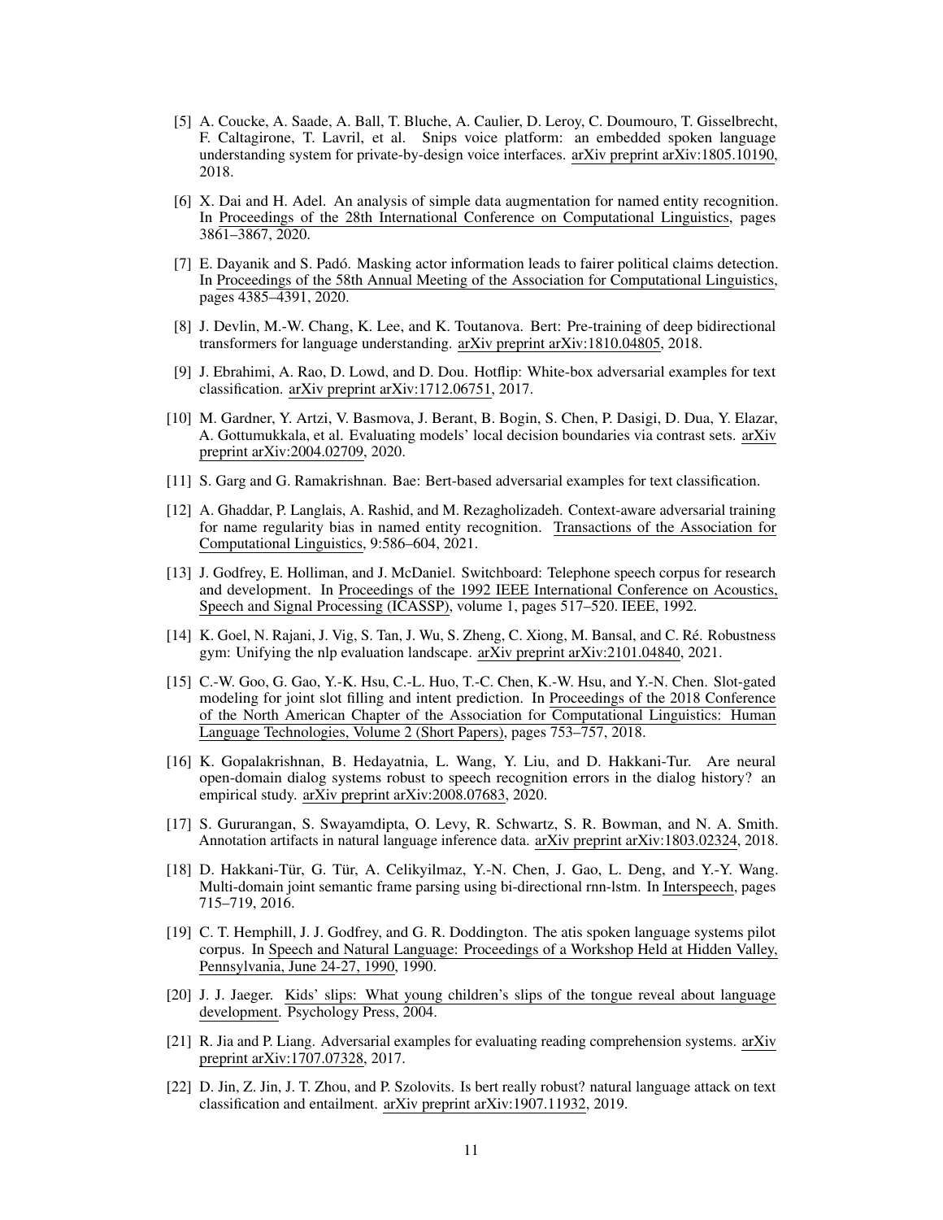[5] A. Coucke, A. Saade, A. Ball, T. Bluche, A. Caulier, D. Leroy, C. Doumouro, T. Gisselbrecht, F. Caltagirone, T. Lavril, et al. Snips voice platform: an embedded spoken language understanding system for private-by-design voice interfaces. arXiv preprint arXiv:1805.10190, 2018.

[6] X. Dai and H. Adel. An analysis of simple data augmentation for named entity recognition. In Proceedings of the 28th International Conference on Computational Linguistics, pages 3861–3867, 2020.

[7] E. Dayanik and S. Padó. Masking actor information leads to fairer political claims detection. In Proceedings of the 58th Annual Meeting of the Association for Computational Linguistics, pages 4385–4391, 2020.

[8] J. Devlin, M.-W. Chang, K. Lee, and K. Toutanova. Bert: Pre-training of deep bidirectional transformers for language understanding. arXiv preprint arXiv:1810.04805, 2018.

[9] J. Ebrahimi, A. Rao, D. Lowd, and D. Dou. Hotflip: White-box adversarial examples for text classification. arXiv preprint arXiv:1712.06751, 2017.

[10] M. Gardner, Y. Artzi, V. Basmova, J. Berant, B. Bogin, S. Chen, P. Dasigi, D. Dua, Y. Elazar, A. Gottumukkala, et al. Evaluating models' local decision boundaries via contrast sets. arXiv preprint arXiv:2004.02709, 2020.

[11] S. Garg and G. Ramakrishnan. Bae: Bert-based adversarial examples for text classification.

[12] A. Ghaddar, P. Langlais, A. Rashid, and M. Rezagholizadeh. Context-aware adversarial training for name regularity bias in named entity recognition. Transactions of the Association for Computational Linguistics, 9:586–604, 2021.

[13] J. Godfrey, E. Holliman, and J. McDaniel. Switchboard: Telephone speech corpus for research and development. In Proceedings of the 1992 IEEE International Conference on Acoustics, Speech and Signal Processing (ICASSP), volume 1, pages 517–520. IEEE, 1992.

[14] K. Goel, N. Rajani, J. Vig, S. Tan, J. Wu, S. Zheng, C. Xiong, M. Bansal, and C. Ré. Robustness gym: Unifying the nlp evaluation landscape. arXiv preprint arXiv:2101.04840, 2021.

[15] C.-W. Goo, G. Gao, Y.-K. Hsu, C.-L. Huo, T.-C. Chen, K.-W. Hsu, and Y.-N. Chen. Slot-gated modeling for joint slot filling and intent prediction. In Proceedings of the 2018 Conference of the North American Chapter of the Association for Computational Linguistics: Human Language Technologies, Volume 2 (Short Papers), pages 753–757, 2018.

[16] K. Gopalakrishnan, B. Hedayatnia, L. Wang, Y. Liu, and D. Hakkani-Tur. Are neural open-domain dialog systems robust to speech recognition errors in the dialog history? an empirical study. arXiv preprint arXiv:2008.07683, 2020.

[17] S. Gururangan, S. Swayamdipta, O. Levy, R. Schwartz, S. R. Bowman, and N. A. Smith. Annotation artifacts in natural language inference data. arXiv preprint arXiv:1803.02324, 2018.

[18] D. Hakkani-Tür, G. Tür, A. Celikyilmaz, Y.-N. Chen, J. Gao, L. Deng, and Y.-Y. Wang. Multi-domain joint semantic frame parsing using bi-directional rnn-lstm. In Interspeech, pages 715–719, 2016.

[19] C. T. Hemphill, J. J. Godfrey, and G. R. Doddington. The atis spoken language systems pilot corpus. In Speech and Natural Language: Proceedings of a Workshop Held at Hidden Valley, Pennsylvania, June 24-27, 1990, 1990.

[20] J. J. Jaeger. Kids' slips: What young children's slips of the tongue reveal about language development. Psychology Press, 2004.

[21] R. Jia and P. Liang. Adversarial examples for evaluating reading comprehension systems. arXiv preprint arXiv:1707.07328, 2017.

[22] D. Jin, Z. Jin, J. T. Zhou, and P. Szolovits. Is bert really robust? natural language attack on text classification and entailment. arXiv preprint arXiv:1907.11932, 2019.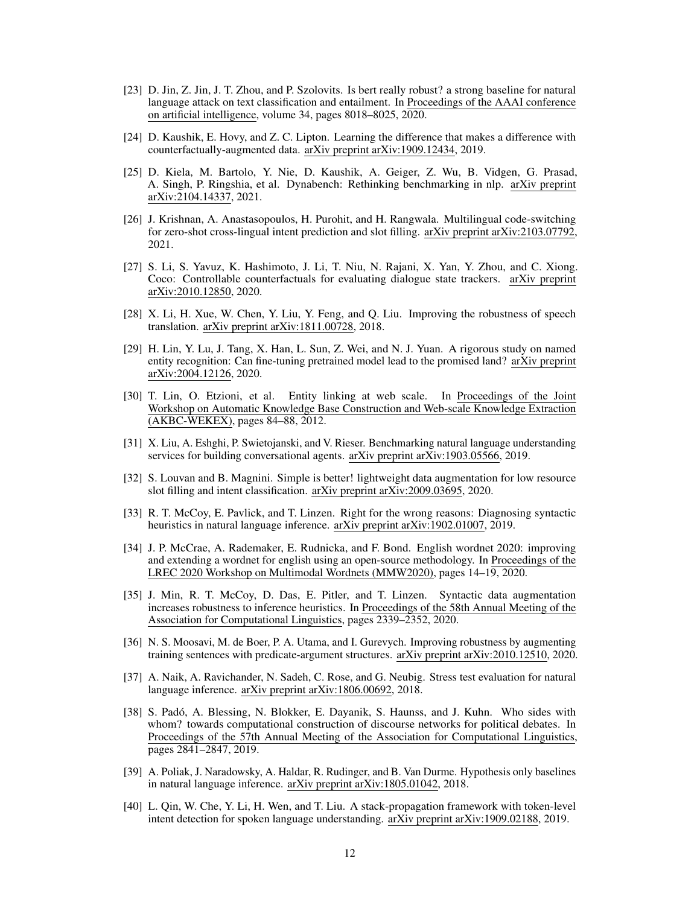[23] D. Jin, Z. Jin, J. T. Zhou, and P. Szolovits. Is bert really robust? a strong baseline for natural language attack on text classification and entailment. In Proceedings of the AAAI conference on artificial intelligence, volume 34, pages 8018–8025, 2020.

[24] D. Kaushik, E. Hovy, and Z. C. Lipton. Learning the difference that makes a difference with counterfactually-augmented data. arXiv preprint arXiv:1909.12434, 2019.

[25] D. Kiela, M. Bartolo, Y. Nie, D. Kaushik, A. Geiger, Z. Wu, B. Vidgen, G. Prasad, A. Singh, P. Ringshia, et al. Dynabench: Rethinking benchmarking in nlp. arXiv preprint arXiv:2104.14337, 2021.

[26] J. Krishnan, A. Anastasopoulos, H. Purohit, and H. Rangwala. Multilingual code-switching for zero-shot cross-lingual intent prediction and slot filling. arXiv preprint arXiv:2103.07792, 2021.

[27] S. Li, S. Yavuz, K. Hashimoto, J. Li, T. Niu, N. Rajani, X. Yan, Y. Zhou, and C. Xiong. Coco: Controllable counterfactuals for evaluating dialogue state trackers. arXiv preprint arXiv:2010.12850, 2020.

[28] X. Li, H. Xue, W. Chen, Y. Liu, Y. Feng, and Q. Liu. Improving the robustness of speech translation. arXiv preprint arXiv:1811.00728, 2018.

[29] H. Lin, Y. Lu, J. Tang, X. Han, L. Sun, Z. Wei, and N. J. Yuan. A rigorous study on named entity recognition: Can fine-tuning pretrained model lead to the promised land? arXiv preprint arXiv:2004.12126, 2020.

[30] T. Lin, O. Etzioni, et al. Entity linking at web scale. In Proceedings of the Joint Workshop on Automatic Knowledge Base Construction and Web-scale Knowledge Extraction (AKBC-WEKEX), pages 84–88, 2012.

[31] X. Liu, A. Eshghi, P. Swietojanski, and V. Rieser. Benchmarking natural language understanding services for building conversational agents. arXiv preprint arXiv:1903.05566, 2019.

[32] S. Louvan and B. Magnini. Simple is better! lightweight data augmentation for low resource slot filling and intent classification. arXiv preprint arXiv:2009.03695, 2020.

[33] R. T. McCoy, E. Pavlick, and T. Linzen. Right for the wrong reasons: Diagnosing syntactic heuristics in natural language inference. arXiv preprint arXiv:1902.01007, 2019.

[34] J. P. McCrae, A. Rademaker, E. Rudnicka, and F. Bond. English wordnet 2020: improving and extending a wordnet for english using an open-source methodology. In Proceedings of the LREC 2020 Workshop on Multimodal Wordnets (MMW2020), pages 14–19, 2020.

[35] J. Min, R. T. McCoy, D. Das, E. Pitler, and T. Linzen. Syntactic data augmentation increases robustness to inference heuristics. In Proceedings of the 58th Annual Meeting of the Association for Computational Linguistics, pages 2339–2352, 2020.

[36] N. S. Moosavi, M. de Boer, P. A. Utama, and I. Gurevych. Improving robustness by augmenting training sentences with predicate-argument structures. arXiv preprint arXiv:2010.12510, 2020.

[37] A. Naik, A. Ravichander, N. Sadeh, C. Rose, and G. Neubig. Stress test evaluation for natural language inference. arXiv preprint arXiv:1806.00692, 2018.

[38] S. Padó, A. Blessing, N. Blokker, E. Dayanik, S. Haunss, and J. Kuhn. Who sides with whom? towards computational construction of discourse networks for political debates. In Proceedings of the 57th Annual Meeting of the Association for Computational Linguistics, pages 2841–2847, 2019.

[39] A. Poliak, J. Naradowsky, A. Haldar, R. Rudinger, and B. Van Durme. Hypothesis only baselines in natural language inference. arXiv preprint arXiv:1805.01042, 2018.

[40] L. Qin, W. Che, Y. Li, H. Wen, and T. Liu. A stack-propagation framework with token-level intent detection for spoken language understanding. arXiv preprint arXiv:1909.02188, 2019.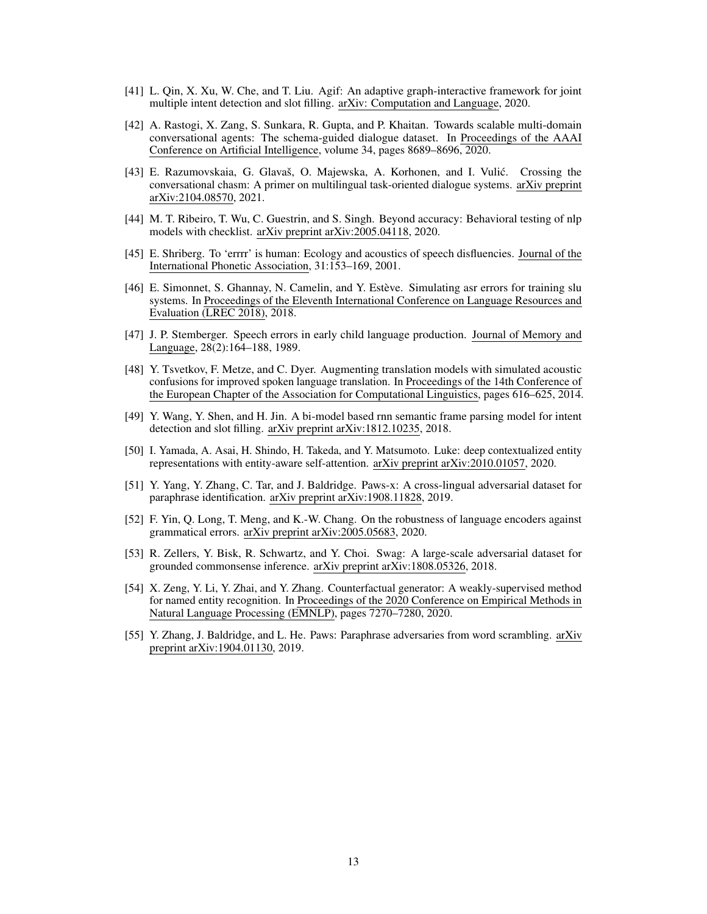[41] L. Qin, X. Xu, W. Che, and T. Liu. Agif: An adaptive graph-interactive framework for joint multiple intent detection and slot filling. arXiv: Computation and Language, 2020.

[42] A. Rastogi, X. Zang, S. Sunkara, R. Gupta, and P. Khaitan. Towards scalable multi-domain conversational agents: The schema-guided dialogue dataset. In Proceedings of the AAAI Conference on Artificial Intelligence, volume 34, pages 8689–8696, 2020.

[43] E. Razumovskaia, G. Glavaš, O. Majewska, A. Korhonen, and I. Vulić. Crossing the conversational chasm: A primer on multilingual task-oriented dialogue systems. arXiv preprint arXiv:2104.08570, 2021.

[44] M. T. Ribeiro, T. Wu, C. Guestrin, and S. Singh. Beyond accuracy: Behavioral testing of nlp models with checklist. arXiv preprint arXiv:2005.04118, 2020.

[45] E. Shriberg. To 'errrr' is human: Ecology and acoustics of speech disfluencies. Journal of the International Phonetic Association, 31:153–169, 2001.

[46] E. Simonnet, S. Ghannay, N. Camelin, and Y. Estève. Simulating asr errors for training slu systems. In Proceedings of the Eleventh International Conference on Language Resources and Evaluation (LREC 2018), 2018.

[47] J. P. Stemberger. Speech errors in early child language production. Journal of Memory and Language, 28(2):164–188, 1989.

[48] Y. Tsvetkov, F. Metze, and C. Dyer. Augmenting translation models with simulated acoustic confusions for improved spoken language translation. In Proceedings of the 14th Conference of the European Chapter of the Association for Computational Linguistics, pages 616–625, 2014.

[49] Y. Wang, Y. Shen, and H. Jin. A bi-model based rnn semantic frame parsing model for intent detection and slot filling. arXiv preprint arXiv:1812.10235, 2018.

[50] I. Yamada, A. Asai, H. Shindo, H. Takeda, and Y. Matsumoto. Luke: deep contextualized entity representations with entity-aware self-attention. arXiv preprint arXiv:2010.01057, 2020.

[51] Y. Yang, Y. Zhang, C. Tar, and J. Baldridge. Paws-x: A cross-lingual adversarial dataset for paraphrase identification. arXiv preprint arXiv:1908.11828, 2019.

[52] F. Yin, Q. Long, T. Meng, and K.-W. Chang. On the robustness of language encoders against grammatical errors. arXiv preprint arXiv:2005.05683, 2020.

[53] R. Zellers, Y. Bisk, R. Schwartz, and Y. Choi. Swag: A large-scale adversarial dataset for grounded commonsense inference. arXiv preprint arXiv:1808.05326, 2018.

[54] X. Zeng, Y. Li, Y. Zhai, and Y. Zhang. Counterfactual generator: A weakly-supervised method for named entity recognition. In Proceedings of the 2020 Conference on Empirical Methods in Natural Language Processing (EMNLP), pages 7270–7280, 2020.

[55] Y. Zhang, J. Baldridge, and L. He. Paws: Paraphrase adversaries from word scrambling. arXiv preprint arXiv:1904.01130, 2019.